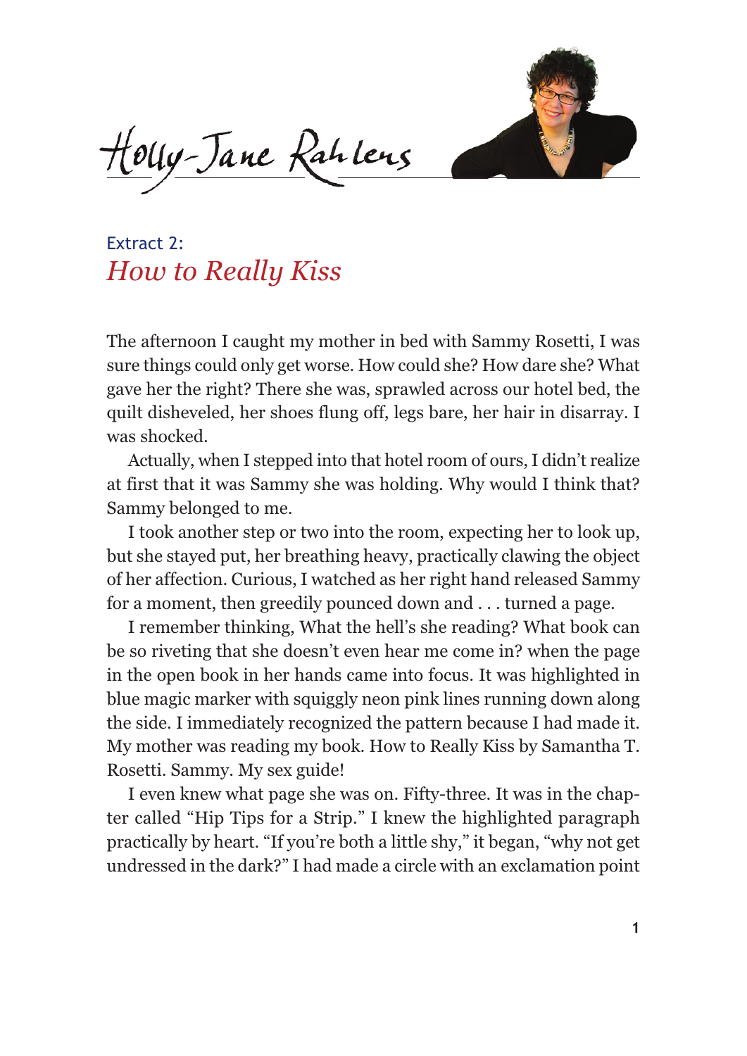Holly-Jane Rahlens

## Extract 2:
## *How to Really Kiss*

The afternoon I caught my mother in bed with Sammy Rosetti, I was sure things could only get worse. How could she? How dare she? What gave her the right? There she was, sprawled across our hotel bed, the quilt disheveled, her shoes flung off, legs bare, her hair in disarray. I was shocked.

Actually, when I stepped into that hotel room of ours, I didn't realize at first that it was Sammy she was holding. Why would I think that? Sammy belonged to me.

I took another step or two into the room, expecting her to look up, but she stayed put, her breathing heavy, practically clawing the object of her affection. Curious, I watched as her right hand released Sammy for a moment, then greedily pounced down and . . . turned a page.

I remember thinking, What the hell's she reading? What book can be so riveting that she doesn't even hear me come in? when the page in the open book in her hands came into focus. It was highlighted in blue magic marker with squiggly neon pink lines running down along the side. I immediately recognized the pattern because I had made it. My mother was reading my book. How to Really Kiss by Samantha T. Rosetti. Sammy. My sex guide!

I even knew what page she was on. Fifty-three. It was in the chapter called "Hip Tips for a Strip." I knew the highlighted paragraph practically by heart. "If you're both a little shy," it began, "why not get undressed in the dark?" I had made a circle with an exclamation point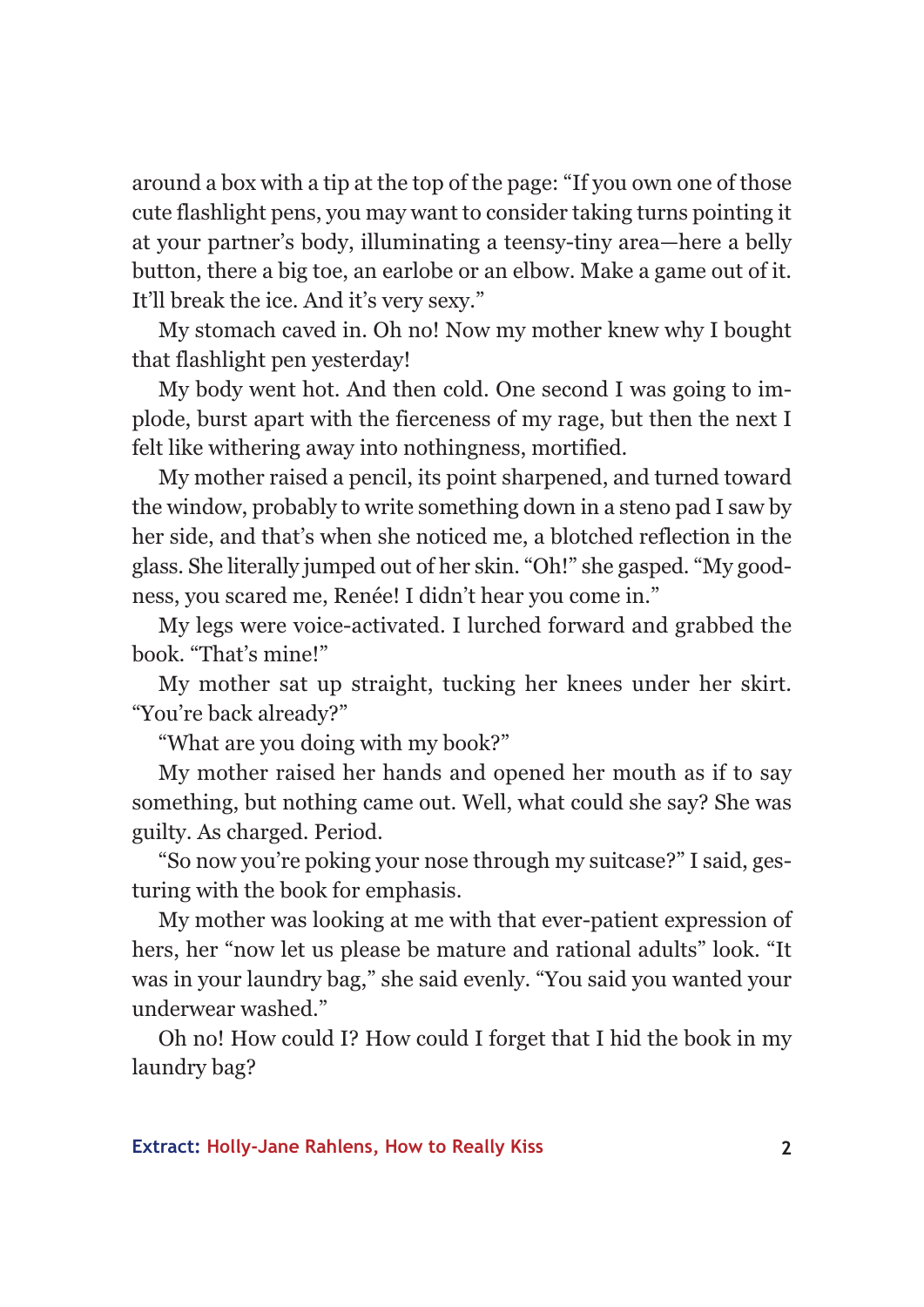around a box with a tip at the top of the page: "If you own one of those cute flashlight pens, you may want to consider taking turns pointing it at your partner's body, illuminating a teensy-tiny area—here a belly button, there a big toe, an earlobe or an elbow. Make a game out of it. It'll break the ice. And it's very sexy."

My stomach caved in. Oh no! Now my mother knew why I bought that flashlight pen yesterday!

My body went hot. And then cold. One second I was going to implode, burst apart with the fierceness of my rage, but then the next I felt like withering away into nothingness, mortified.

My mother raised a pencil, its point sharpened, and turned toward the window, probably to write something down in a steno pad I saw by her side, and that's when she noticed me, a blotched reflection in the glass. She literally jumped out of her skin. "Oh!" she gasped. "My goodness, you scared me, Renée! I didn't hear you come in."

My legs were voice-activated. I lurched forward and grabbed the book. "That's mine!"

My mother sat up straight, tucking her knees under her skirt. "You're back already?"

"What are you doing with my book?"

My mother raised her hands and opened her mouth as if to say something, but nothing came out. Well, what could she say? She was guilty. As charged. Period.

"So now you're poking your nose through my suitcase?" I said, gesturing with the book for emphasis.

My mother was looking at me with that ever-patient expression of hers, her "now let us please be mature and rational adults" look. "It was in your laundry bag," she said evenly. "You said you wanted your underwear washed."

Oh no! How could I? How could I forget that I hid the book in my laundry bag?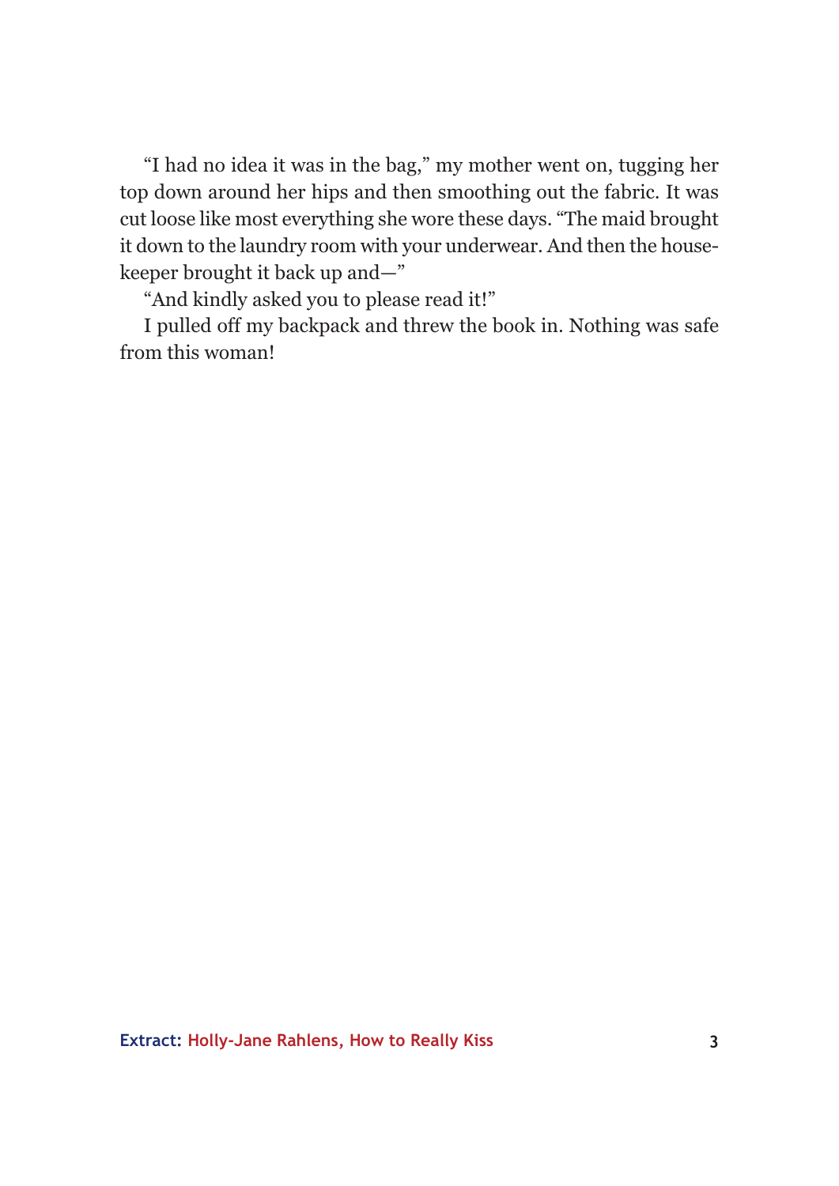"I had no idea it was in the bag," my mother went on, tugging her top down around her hips and then smoothing out the fabric. It was cut loose like most everything she wore these days. "The maid brought it down to the laundry room with your underwear. And then the housekeeper brought it back up and—"

"And kindly asked you to please read it!"

I pulled off my backpack and threw the book in. Nothing was safe from this woman!